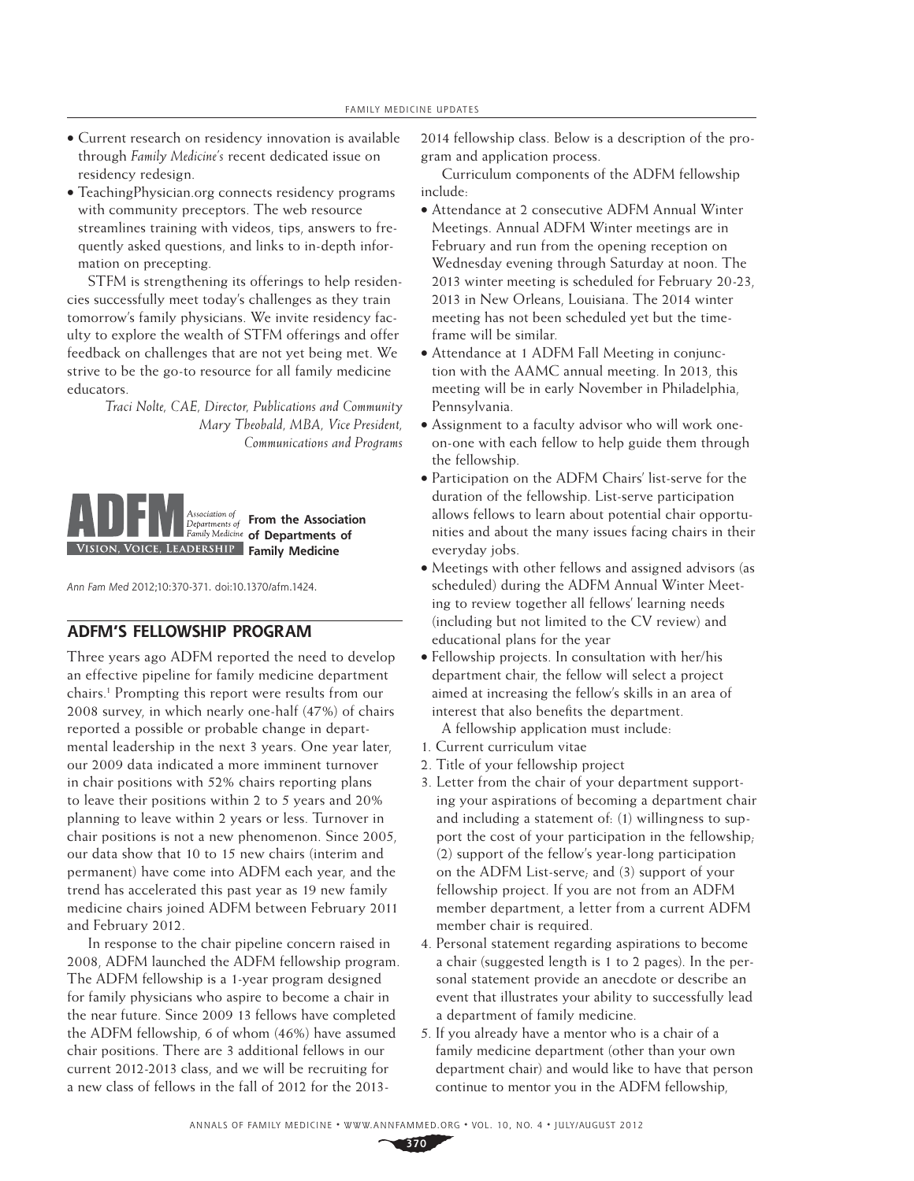- Current research on residency innovation is available through *Family Medicine's* recent dedicated issue on residency redesign.
- TeachingPhysician.org connects residency programs with community preceptors. The web resource streamlines training with videos, tips, answers to frequently asked questions, and links to in-depth information on precepting.

STFM is strengthening its offerings to help residencies successfully meet today's challenges as they train tomorrow's family physicians. We invite residency faculty to explore the wealth of STFM offerings and offer feedback on challenges that are not yet being met. We strive to be the go-to resource for all family medicine educators.

*Traci Nolte, CAE, Director, Publications and Community*
*Mary Theobald, MBA, Vice President, Communications and Programs*

**ADFM** Association of Departments of Family Medicine — VISION, VOICE, LEADERSHIP

**From the Association of Departments of Family Medicine**

*Ann Fam Med* 2012;10:370-371. doi:10.1370/afm.1424.

## ADFM'S FELLOWSHIP PROGRAM

Three years ago ADFM reported the need to develop an effective pipeline for family medicine department chairs.[1] Prompting this report were results from our 2008 survey, in which nearly one-half (47%) of chairs reported a possible or probable change in departmental leadership in the next 3 years. One year later, our 2009 data indicated a more imminent turnover in chair positions with 52% chairs reporting plans to leave their positions within 2 to 5 years and 20% planning to leave within 2 years or less. Turnover in chair positions is not a new phenomenon. Since 2005, our data show that 10 to 15 new chairs (interim and permanent) have come into ADFM each year, and the trend has accelerated this past year as 19 new family medicine chairs joined ADFM between February 2011 and February 2012.

In response to the chair pipeline concern raised in 2008, ADFM launched the ADFM fellowship program. The ADFM fellowship is a 1-year program designed for family physicians who aspire to become a chair in the near future. Since 2009 13 fellows have completed the ADFM fellowship, 6 of whom (46%) have assumed chair positions. There are 3 additional fellows in our current 2012-2013 class, and we will be recruiting for a new class of fellows in the fall of 2012 for the 2013-2014 fellowship class. Below is a description of the program and application process.

Curriculum components of the ADFM fellowship include:

- Attendance at 2 consecutive ADFM Annual Winter Meetings. Annual ADFM Winter meetings are in February and run from the opening reception on Wednesday evening through Saturday at noon. The 2013 winter meeting is scheduled for February 20-23, 2013 in New Orleans, Louisiana. The 2014 winter meeting has not been scheduled yet but the timeframe will be similar.
- Attendance at 1 ADFM Fall Meeting in conjunction with the AAMC annual meeting. In 2013, this meeting will be in early November in Philadelphia, Pennsylvania.
- Assignment to a faculty advisor who will work one-on-one with each fellow to help guide them through the fellowship.
- Participation on the ADFM Chairs' list-serve for the duration of the fellowship. List-serve participation allows fellows to learn about potential chair opportunities and about the many issues facing chairs in their everyday jobs.
- Meetings with other fellows and assigned advisors (as scheduled) during the ADFM Annual Winter Meeting to review together all fellows' learning needs (including but not limited to the CV review) and educational plans for the year
- Fellowship projects. In consultation with her/his department chair, the fellow will select a project aimed at increasing the fellow's skills in an area of interest that also benefits the department.

A fellowship application must include:

1. Current curriculum vitae
2. Title of your fellowship project
3. Letter from the chair of your department supporting your aspirations of becoming a department chair and including a statement of: (1) willingness to support the cost of your participation in the fellowship; (2) support of the fellow's year-long participation on the ADFM List-serve; and (3) support of your fellowship project. If you are not from an ADFM member department, a letter from a current ADFM member chair is required.
4. Personal statement regarding aspirations to become a chair (suggested length is 1 to 2 pages). In the personal statement provide an anecdote or describe an event that illustrates your ability to successfully lead a department of family medicine.
5. If you already have a mentor who is a chair of a family medicine department (other than your own department chair) and would like to have that person continue to mentor you in the ADFM fellowship,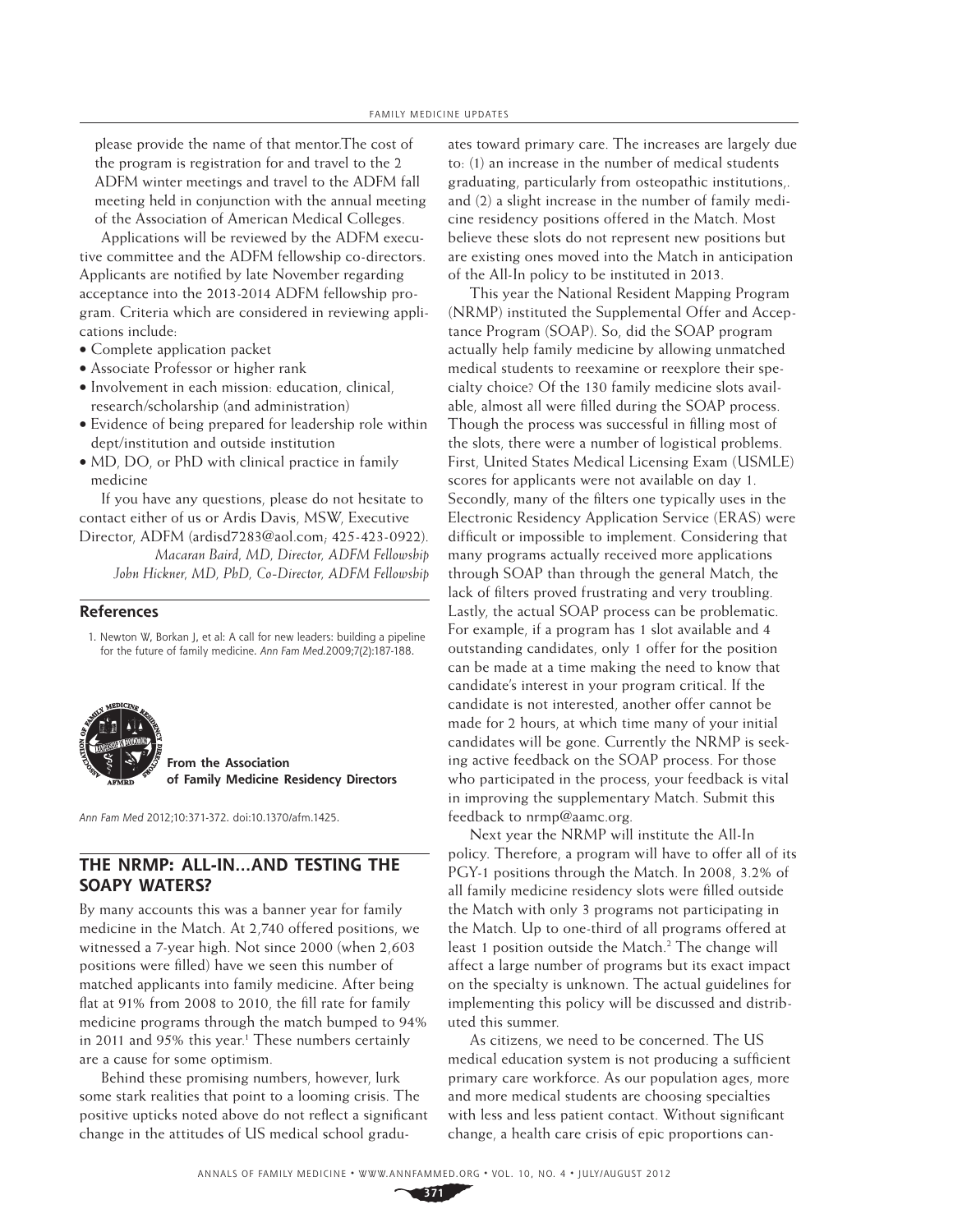please provide the name of that mentor.The cost of the program is registration for and travel to the 2 ADFM winter meetings and travel to the ADFM fall meeting held in conjunction with the annual meeting of the Association of American Medical Colleges.

Applications will be reviewed by the ADFM executive committee and the ADFM fellowship co-directors. Applicants are notified by late November regarding acceptance into the 2013-2014 ADFM fellowship program. Criteria which are considered in reviewing applications include:

- Complete application packet
- Associate Professor or higher rank
- Involvement in each mission: education, clinical, research/scholarship (and administration)
- Evidence of being prepared for leadership role within dept/institution and outside institution
- MD, DO, or PhD with clinical practice in family medicine

If you have any questions, please do not hesitate to contact either of us or Ardis Davis, MSW, Executive Director, ADFM (ardisd7283@aol.com; 425-423-0922).

*Macaran Baird, MD, Director, ADFM Fellowship*
*John Hickner, MD, PhD, Co-Director, ADFM Fellowship*

## References

1. Newton W, Borkan J, et al: A call for new leaders: building a pipeline for the future of family medicine. *Ann Fam Med.*2009;7(2):187-188.

**From the Association of Family Medicine Residency Directors**

*Ann Fam Med* 2012;10:371-372. doi:10.1370/afm.1425.

## THE NRMP: ALL-IN...AND TESTING THE SOAPY WATERS?

By many accounts this was a banner year for family medicine in the Match. At 2,740 offered positions, we witnessed a 7-year high. Not since 2000 (when 2,603 positions were filled) have we seen this number of matched applicants into family medicine. After being flat at 91% from 2008 to 2010, the fill rate for family medicine programs through the match bumped to 94% in 2011 and 95% this year.[1] These numbers certainly are a cause for some optimism.

Behind these promising numbers, however, lurk some stark realities that point to a looming crisis. The positive upticks noted above do not reflect a significant change in the attitudes of US medical school graduates toward primary care. The increases are largely due to: (1) an increase in the number of medical students graduating, particularly from osteopathic institutions,. and (2) a slight increase in the number of family medicine residency positions offered in the Match. Most believe these slots do not represent new positions but are existing ones moved into the Match in anticipation of the All-In policy to be instituted in 2013.

This year the National Resident Mapping Program (NRMP) instituted the Supplemental Offer and Acceptance Program (SOAP). So, did the SOAP program actually help family medicine by allowing unmatched medical students to reexamine or reexplore their specialty choice? Of the 130 family medicine slots available, almost all were filled during the SOAP process. Though the process was successful in filling most of the slots, there were a number of logistical problems. First, United States Medical Licensing Exam (USMLE) scores for applicants were not available on day 1. Secondly, many of the filters one typically uses in the Electronic Residency Application Service (ERAS) were difficult or impossible to implement. Considering that many programs actually received more applications through SOAP than through the general Match, the lack of filters proved frustrating and very troubling. Lastly, the actual SOAP process can be problematic. For example, if a program has 1 slot available and 4 outstanding candidates, only 1 offer for the position can be made at a time making the need to know that candidate's interest in your program critical. If the candidate is not interested, another offer cannot be made for 2 hours, at which time many of your initial candidates will be gone. Currently the NRMP is seeking active feedback on the SOAP process. For those who participated in the process, your feedback is vital in improving the supplementary Match. Submit this feedback to nrmp@aamc.org.

Next year the NRMP will institute the All-In policy. Therefore, a program will have to offer all of its PGY-1 positions through the Match. In 2008, 3.2% of all family medicine residency slots were filled outside the Match with only 3 programs not participating in the Match. Up to one-third of all programs offered at least 1 position outside the Match.[2] The change will affect a large number of programs but its exact impact on the specialty is unknown. The actual guidelines for implementing this policy will be discussed and distributed this summer.

As citizens, we need to be concerned. The US medical education system is not producing a sufficient primary care workforce. As our population ages, more and more medical students are choosing specialties with less and less patient contact. Without significant change, a health care crisis of epic proportions can-